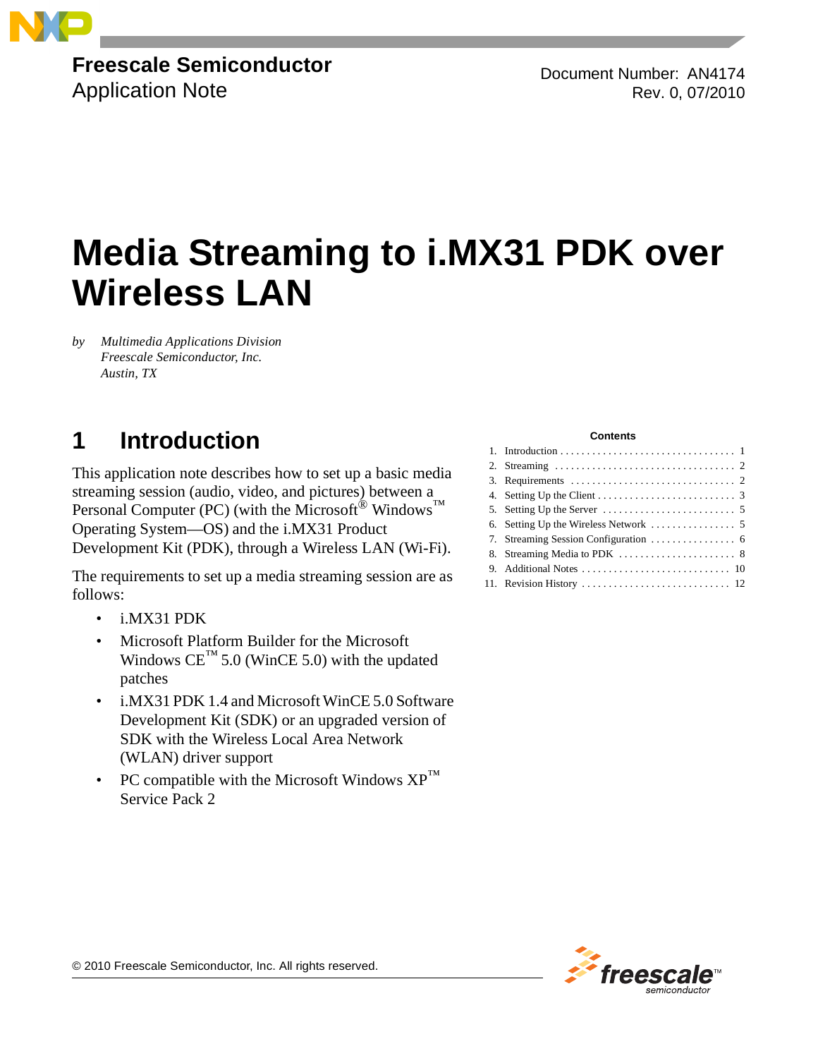Freescale Semiconductor

Application Note

Document Number: AN4174
Rev. 0, 07/2010

# Media Streaming to i.MX31 PDK over Wireless LAN

by *Multimedia Applications Division*
*Freescale Semiconductor, Inc.*
*Austin, TX*

**Contents**

| | | |
|---|---|---|
| 1. | Introduction | 1 |
| 2. | Streaming | 2 |
| 3. | Requirements | 2 |
| 4. | Setting Up the Client | 3 |
| 5. | Setting Up the Server | 5 |
| 6. | Setting Up the Wireless Network | 5 |
| 7. | Streaming Session Configuration | 6 |
| 8. | Streaming Media to PDK | 8 |
| 9. | Additional Notes | 10 |
| 11. | Revision History | 12 |

## 1 Introduction

This application note describes how to set up a basic media streaming session (audio, video, and pictures) between a Personal Computer (PC) (with the Microsoft® Windows™ Operating System—OS) and the i.MX31 Product Development Kit (PDK), through a Wireless LAN (Wi-Fi).

The requirements to set up a media streaming session are as follows:

- i.MX31 PDK
- Microsoft Platform Builder for the Microsoft Windows CE™ 5.0 (WinCE 5.0) with the updated patches
- i.MX31 PDK 1.4 and Microsoft WinCE 5.0 Software Development Kit (SDK) or an upgraded version of SDK with the Wireless Local Area Network (WLAN) driver support
- PC compatible with the Microsoft Windows XP™ Service Pack 2

© 2010 Freescale Semiconductor, Inc. All rights reserved.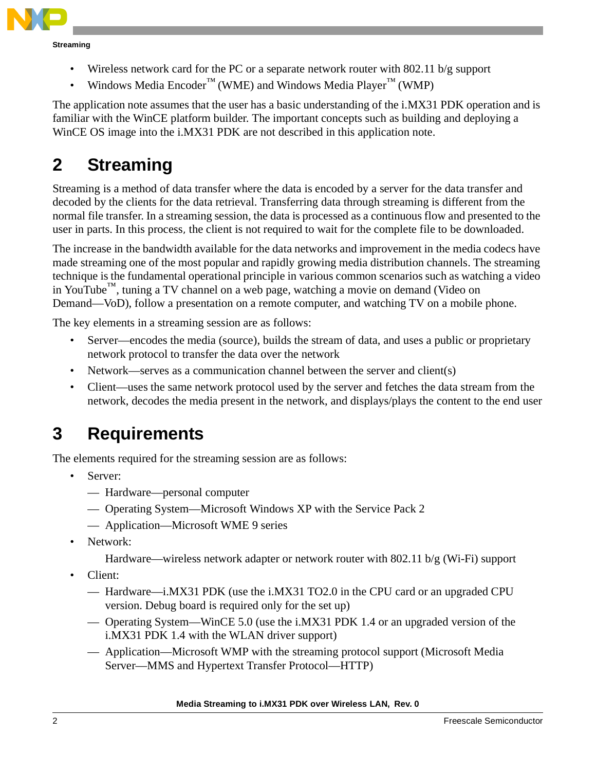- Wireless network card for the PC or a separate network router with 802.11 b/g support
- Windows Media Encoder™ (WME) and Windows Media Player™ (WMP)

The application note assumes that the user has a basic understanding of the i.MX31 PDK operation and is familiar with the WinCE platform builder. The important concepts such as building and deploying a WinCE OS image into the i.MX31 PDK are not described in this application note.

# 2 Streaming

Streaming is a method of data transfer where the data is encoded by a server for the data transfer and decoded by the clients for the data retrieval. Transferring data through streaming is different from the normal file transfer. In a streaming session, the data is processed as a continuous flow and presented to the user in parts. In this process, the client is not required to wait for the complete file to be downloaded.

The increase in the bandwidth available for the data networks and improvement in the media codecs have made streaming one of the most popular and rapidly growing media distribution channels. The streaming technique is the fundamental operational principle in various common scenarios such as watching a video in YouTube™, tuning a TV channel on a web page, watching a movie on demand (Video on Demand—VoD), follow a presentation on a remote computer, and watching TV on a mobile phone.

The key elements in a streaming session are as follows:

- Server—encodes the media (source), builds the stream of data, and uses a public or proprietary network protocol to transfer the data over the network
- Network—serves as a communication channel between the server and client(s)
- Client—uses the same network protocol used by the server and fetches the data stream from the network, decodes the media present in the network, and displays/plays the content to the end user

# 3 Requirements

The elements required for the streaming session are as follows:

- Server:
  - Hardware—personal computer
  - Operating System—Microsoft Windows XP with the Service Pack 2
  - Application—Microsoft WME 9 series
- Network:

  Hardware—wireless network adapter or network router with 802.11 b/g (Wi-Fi) support
- Client:
  - Hardware—i.MX31 PDK (use the i.MX31 TO2.0 in the CPU card or an upgraded CPU version. Debug board is required only for the set up)
  - Operating System—WinCE 5.0 (use the i.MX31 PDK 1.4 or an upgraded version of the i.MX31 PDK 1.4 with the WLAN driver support)
  - Application—Microsoft WMP with the streaming protocol support (Microsoft Media Server—MMS and Hypertext Transfer Protocol—HTTP)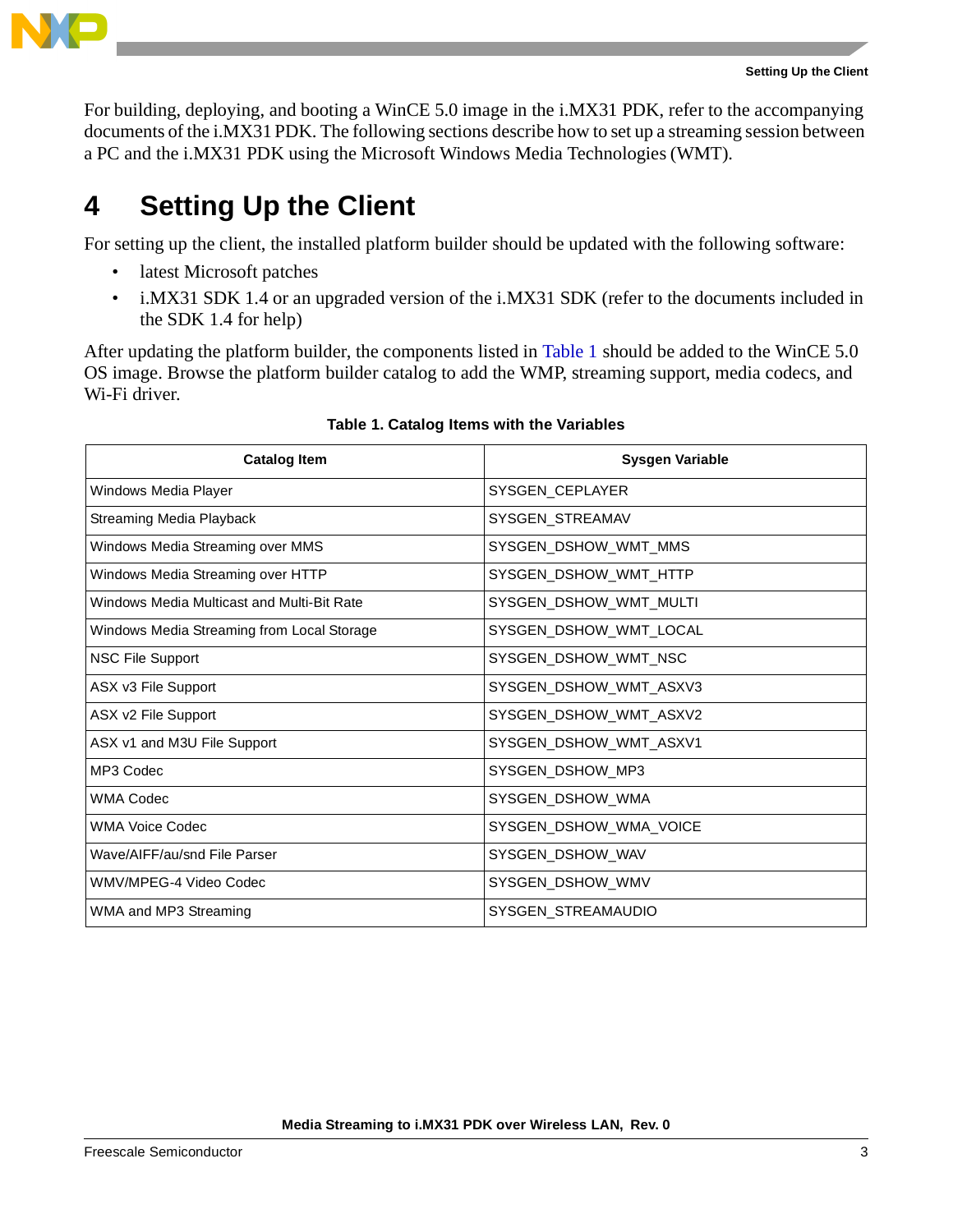For building, deploying, and booting a WinCE 5.0 image in the i.MX31 PDK, refer to the accompanying documents of the i.MX31 PDK. The following sections describe how to set up a streaming session between a PC and the i.MX31 PDK using the Microsoft Windows Media Technologies (WMT).

# 4 Setting Up the Client

For setting up the client, the installed platform builder should be updated with the following software:

- latest Microsoft patches
- i.MX31 SDK 1.4 or an upgraded version of the i.MX31 SDK (refer to the documents included in the SDK 1.4 for help)

After updating the platform builder, the components listed in Table 1 should be added to the WinCE 5.0 OS image. Browse the platform builder catalog to add the WMP, streaming support, media codecs, and Wi-Fi driver.

**Table 1. Catalog Items with the Variables**

| Catalog Item | Sysgen Variable |
|---|---|
| Windows Media Player | SYSGEN_CEPLAYER |
| Streaming Media Playback | SYSGEN_STREAMAV |
| Windows Media Streaming over MMS | SYSGEN_DSHOW_WMT_MMS |
| Windows Media Streaming over HTTP | SYSGEN_DSHOW_WMT_HTTP |
| Windows Media Multicast and Multi-Bit Rate | SYSGEN_DSHOW_WMT_MULTI |
| Windows Media Streaming from Local Storage | SYSGEN_DSHOW_WMT_LOCAL |
| NSC File Support | SYSGEN_DSHOW_WMT_NSC |
| ASX v3 File Support | SYSGEN_DSHOW_WMT_ASXV3 |
| ASX v2 File Support | SYSGEN_DSHOW_WMT_ASXV2 |
| ASX v1 and M3U File Support | SYSGEN_DSHOW_WMT_ASXV1 |
| MP3 Codec | SYSGEN_DSHOW_MP3 |
| WMA Codec | SYSGEN_DSHOW_WMA |
| WMA Voice Codec | SYSGEN_DSHOW_WMA_VOICE |
| Wave/AIFF/au/snd File Parser | SYSGEN_DSHOW_WAV |
| WMV/MPEG-4 Video Codec | SYSGEN_DSHOW_WMV |
| WMA and MP3 Streaming | SYSGEN_STREAMAUDIO |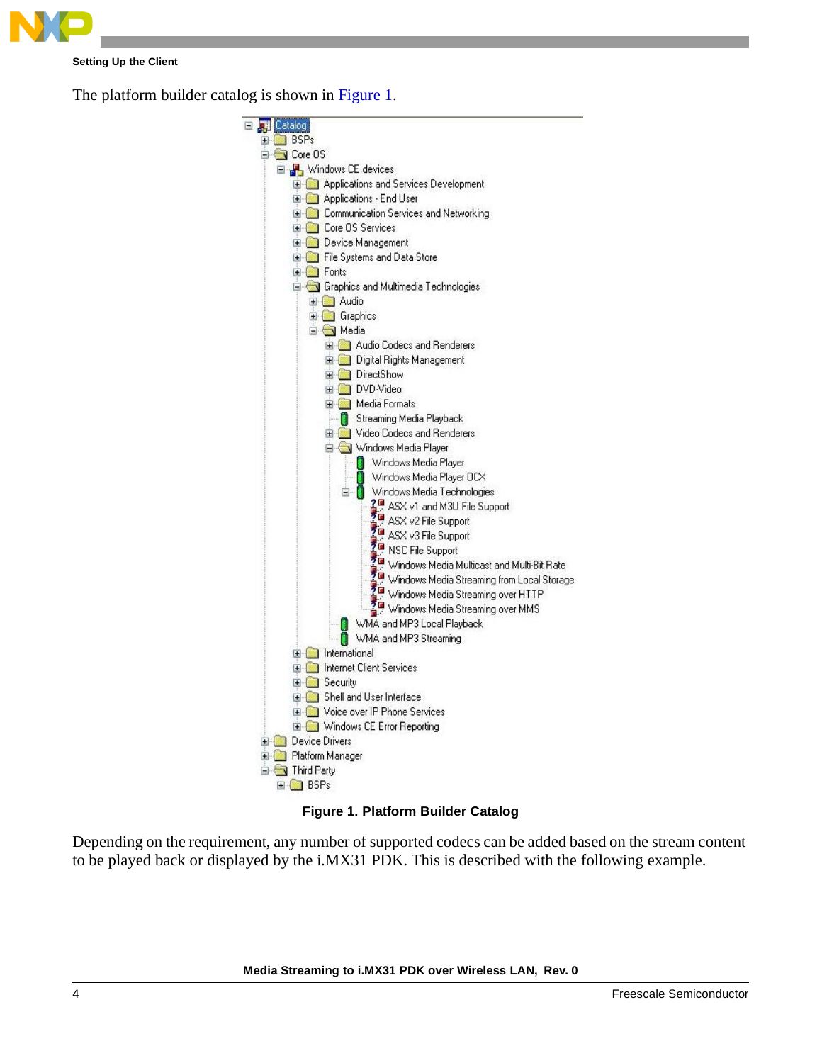The platform builder catalog is shown in Figure 1.

- Catalog
  - BSPs
  - Core OS
    - Windows CE devices
      - Applications and Services Development
      - Applications - End User
      - Communication Services and Networking
      - Core OS Services
      - Device Management
      - File Systems and Data Store
      - Fonts
      - Graphics and Multimedia Technologies
        - Audio
        - Graphics
        - Media
          - Audio Codecs and Renderers
          - Digital Rights Management
          - DirectShow
          - DVD-Video
          - Media Formats
          - Streaming Media Playback
          - Video Codecs and Renderers
          - Windows Media Player
            - Windows Media Player
            - Windows Media Player OCX
            - Windows Media Technologies
              - ASX v1 and M3U File Support
              - ASX v2 File Support
              - ASX v3 File Support
              - NSC File Support
              - Windows Media Multicast and Multi-Bit Rate
              - Windows Media Streaming from Local Storage
              - Windows Media Streaming over HTTP
              - Windows Media Streaming over MMS
          - WMA and MP3 Local Playback
          - WMA and MP3 Streaming
      - International
      - Internet Client Services
      - Security
      - Shell and User Interface
      - Voice over IP Phone Services
      - Windows CE Error Reporting
  - Device Drivers
  - Platform Manager
  - Third Party
    - BSPs

**Figure 1. Platform Builder Catalog**

Depending on the requirement, any number of supported codecs can be added based on the stream content to be played back or displayed by the i.MX31 PDK. This is described with the following example.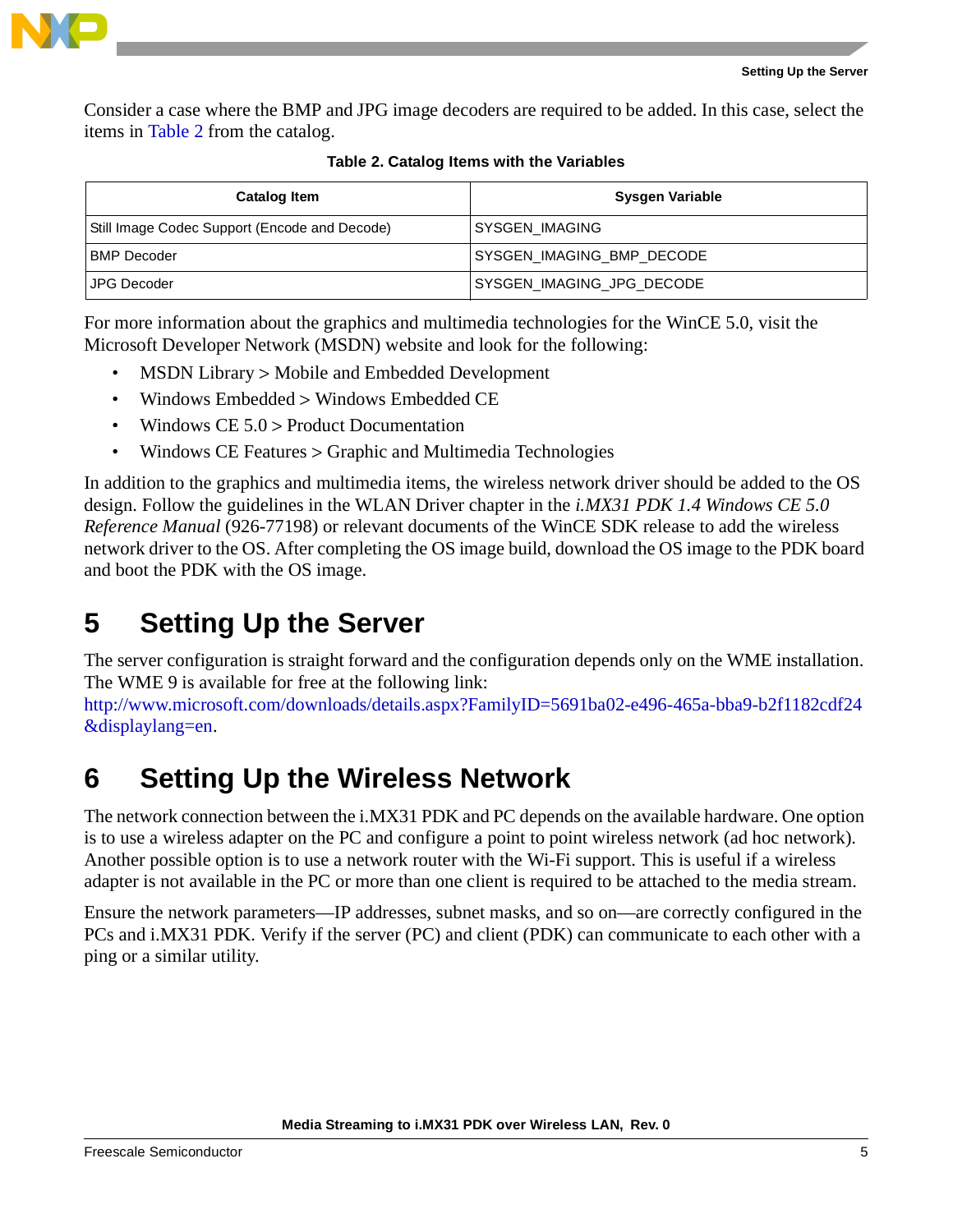Consider a case where the BMP and JPG image decoders are required to be added. In this case, select the items in Table 2 from the catalog.

**Table 2. Catalog Items with the Variables**

| Catalog Item | Sysgen Variable |
|---|---|
| Still Image Codec Support (Encode and Decode) | SYSGEN_IMAGING |
| BMP Decoder | SYSGEN_IMAGING_BMP_DECODE |
| JPG Decoder | SYSGEN_IMAGING_JPG_DECODE |

For more information about the graphics and multimedia technologies for the WinCE 5.0, visit the Microsoft Developer Network (MSDN) website and look for the following:

- MSDN Library > Mobile and Embedded Development
- Windows Embedded > Windows Embedded CE
- Windows CE 5.0 > Product Documentation
- Windows CE Features > Graphic and Multimedia Technologies

In addition to the graphics and multimedia items, the wireless network driver should be added to the OS design. Follow the guidelines in the WLAN Driver chapter in the *i.MX31 PDK 1.4 Windows CE 5.0 Reference Manual* (926-77198) or relevant documents of the WinCE SDK release to add the wireless network driver to the OS. After completing the OS image build, download the OS image to the PDK board and boot the PDK with the OS image.

# 5 Setting Up the Server

The server configuration is straight forward and the configuration depends only on the WME installation. The WME 9 is available for free at the following link:
http://www.microsoft.com/downloads/details.aspx?FamilyID=5691ba02-e496-465a-bba9-b2f1182cdf24&displaylang=en.

# 6 Setting Up the Wireless Network

The network connection between the i.MX31 PDK and PC depends on the available hardware. One option is to use a wireless adapter on the PC and configure a point to point wireless network (ad hoc network). Another possible option is to use a network router with the Wi-Fi support. This is useful if a wireless adapter is not available in the PC or more than one client is required to be attached to the media stream.

Ensure the network parameters—IP addresses, subnet masks, and so on—are correctly configured in the PCs and i.MX31 PDK. Verify if the server (PC) and client (PDK) can communicate to each other with a ping or a similar utility.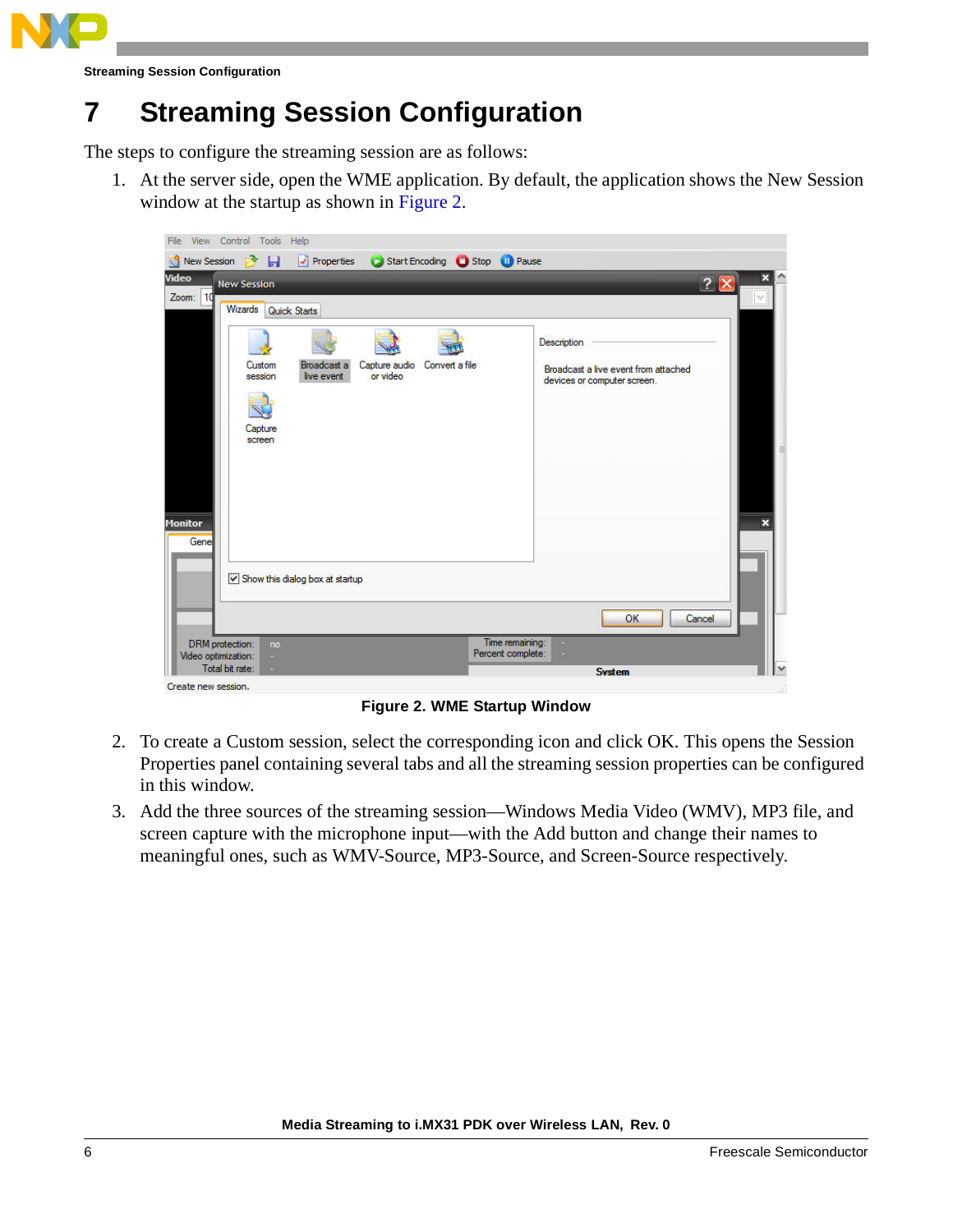# 7 Streaming Session Configuration

The steps to configure the streaming session are as follows:

1. At the server side, open the WME application. By default, the application shows the New Session window at the startup as shown in Figure 2.

Figure 2. WME Startup Window

2. To create a Custom session, select the corresponding icon and click OK. This opens the Session Properties panel containing several tabs and all the streaming session properties can be configured in this window.
3. Add the three sources of the streaming session—Windows Media Video (WMV), MP3 file, and screen capture with the microphone input—with the Add button and change their names to meaningful ones, such as WMV-Source, MP3-Source, and Screen-Source respectively.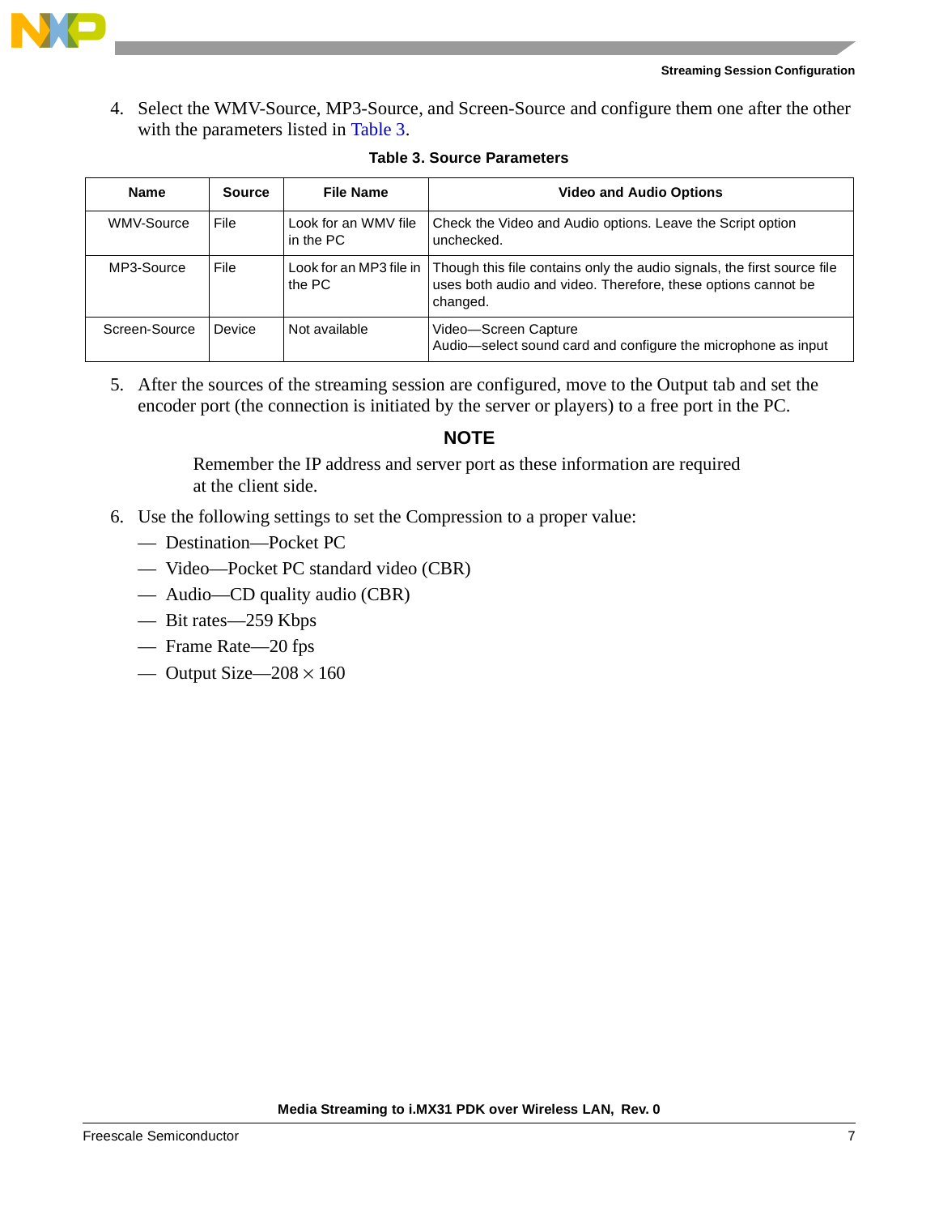4. Select the WMV-Source, MP3-Source, and Screen-Source and configure them one after the other with the parameters listed in Table 3.

**Table 3. Source Parameters**

| Name | Source | File Name | Video and Audio Options |
|---|---|---|---|
| WMV-Source | File | Look for an WMV file in the PC | Check the Video and Audio options. Leave the Script option unchecked. |
| MP3-Source | File | Look for an MP3 file in the PC | Though this file contains only the audio signals, the first source file uses both audio and video. Therefore, these options cannot be changed. |
| Screen-Source | Device | Not available | Video—Screen Capture<br>Audio—select sound card and configure the microphone as input |

5. After the sources of the streaming session are configured, move to the Output tab and set the encoder port (the connection is initiated by the server or players) to a free port in the PC.

**NOTE**

Remember the IP address and server port as these information are required at the client side.

6. Use the following settings to set the Compression to a proper value:
   - Destination—Pocket PC
   - Video—Pocket PC standard video (CBR)
   - Audio—CD quality audio (CBR)
   - Bit rates—259 Kbps
   - Frame Rate—20 fps
   - Output Size—208 × 160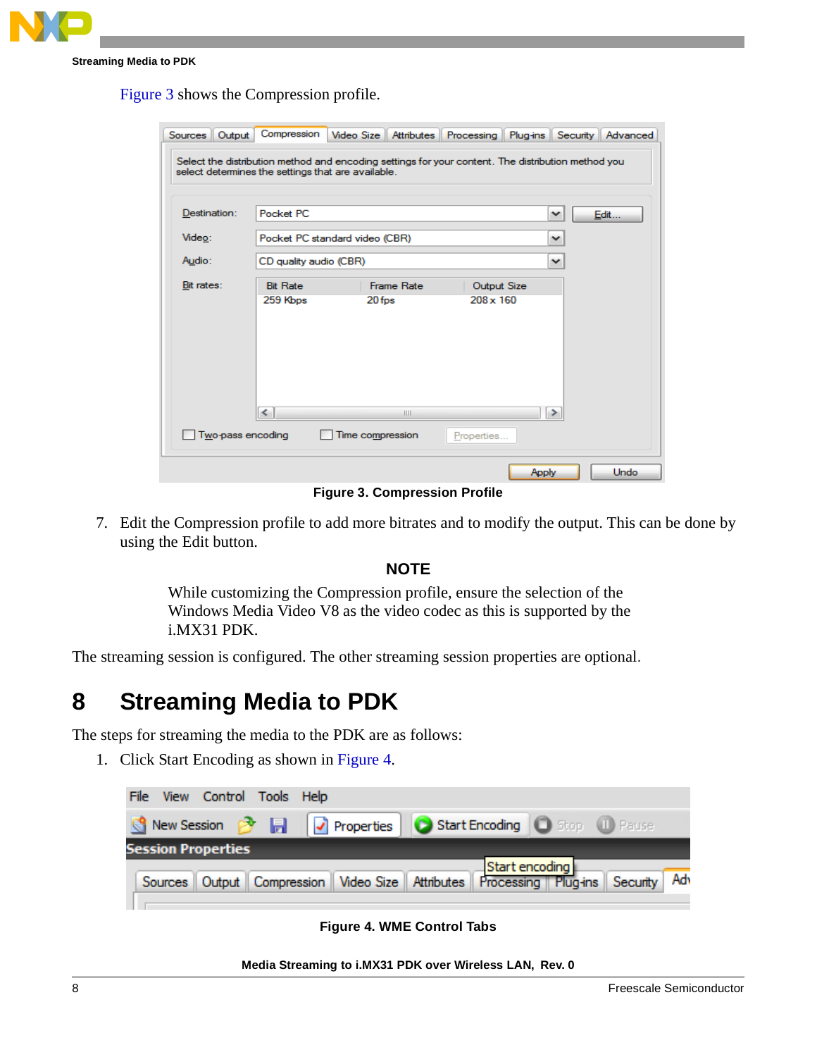Figure 3 shows the Compression profile.

Figure 3. Compression Profile

7. Edit the Compression profile to add more bitrates and to modify the output. This can be done by using the Edit button.

**NOTE**

While customizing the Compression profile, ensure the selection of the Windows Media Video V8 as the video codec as this is supported by the i.MX31 PDK.

The streaming session is configured. The other streaming session properties are optional.

# 8 Streaming Media to PDK

The steps for streaming the media to the PDK are as follows:

1. Click Start Encoding as shown in Figure 4.

Figure 4. WME Control Tabs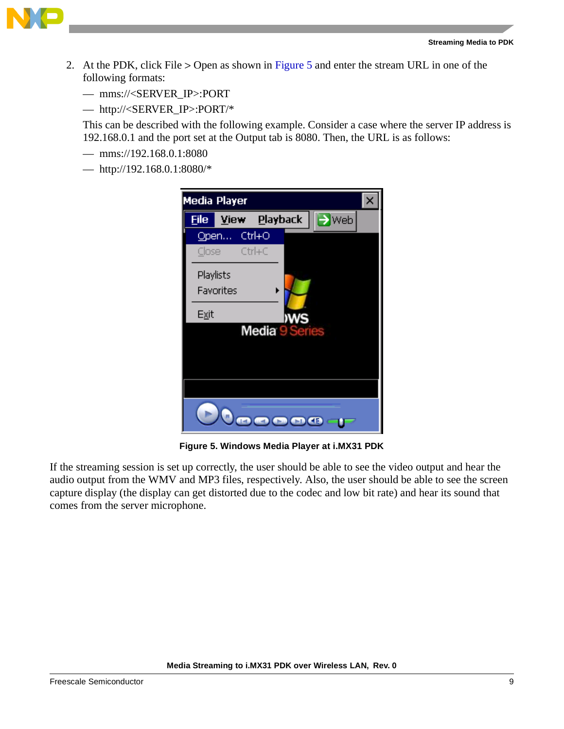2. At the PDK, click File > Open as shown in Figure 5 and enter the stream URL in one of the following formats:
   - mms://<SERVER_IP>:PORT
   - http://<SERVER_IP>:PORT/*

   This can be described with the following example. Consider a case where the server IP address is 192.168.0.1 and the port set at the Output tab is 8080. Then, the URL is as follows:
   - mms://192.168.0.1:8080
   - http://192.168.0.1:8080/*

**Figure 5. Windows Media Player at i.MX31 PDK**

If the streaming session is set up correctly, the user should be able to see the video output and hear the audio output from the WMV and MP3 files, respectively. Also, the user should be able to see the screen capture display (the display can get distorted due to the codec and low bit rate) and hear its sound that comes from the server microphone.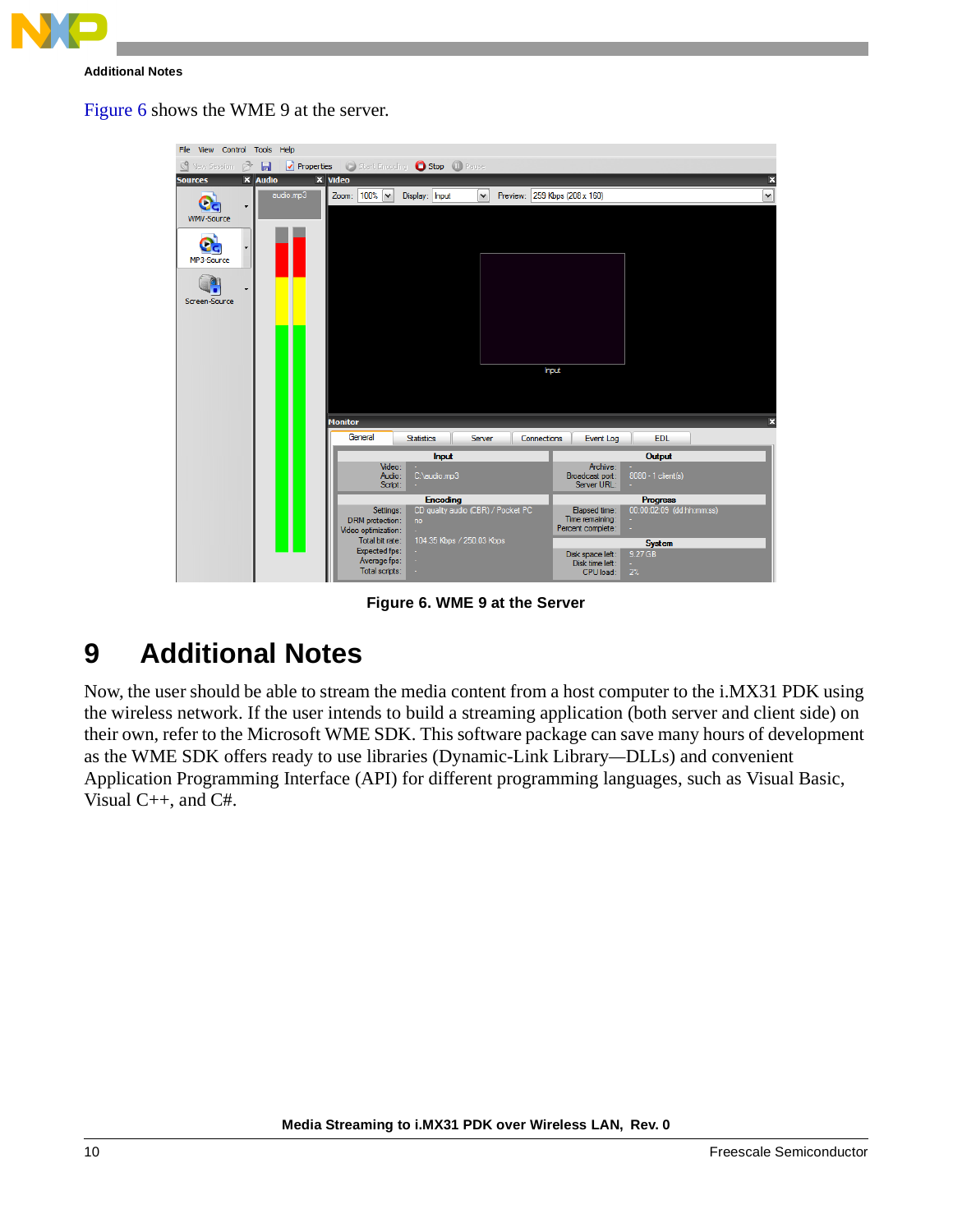Figure 6 shows the WME 9 at the server.

Figure 6. WME 9 at the Server

# 9 Additional Notes

Now, the user should be able to stream the media content from a host computer to the i.MX31 PDK using the wireless network. If the user intends to build a streaming application (both server and client side) on their own, refer to the Microsoft WME SDK. This software package can save many hours of development as the WME SDK offers ready to use libraries (Dynamic-Link Library—DLLs) and convenient Application Programming Interface (API) for different programming languages, such as Visual Basic, Visual C++, and C#.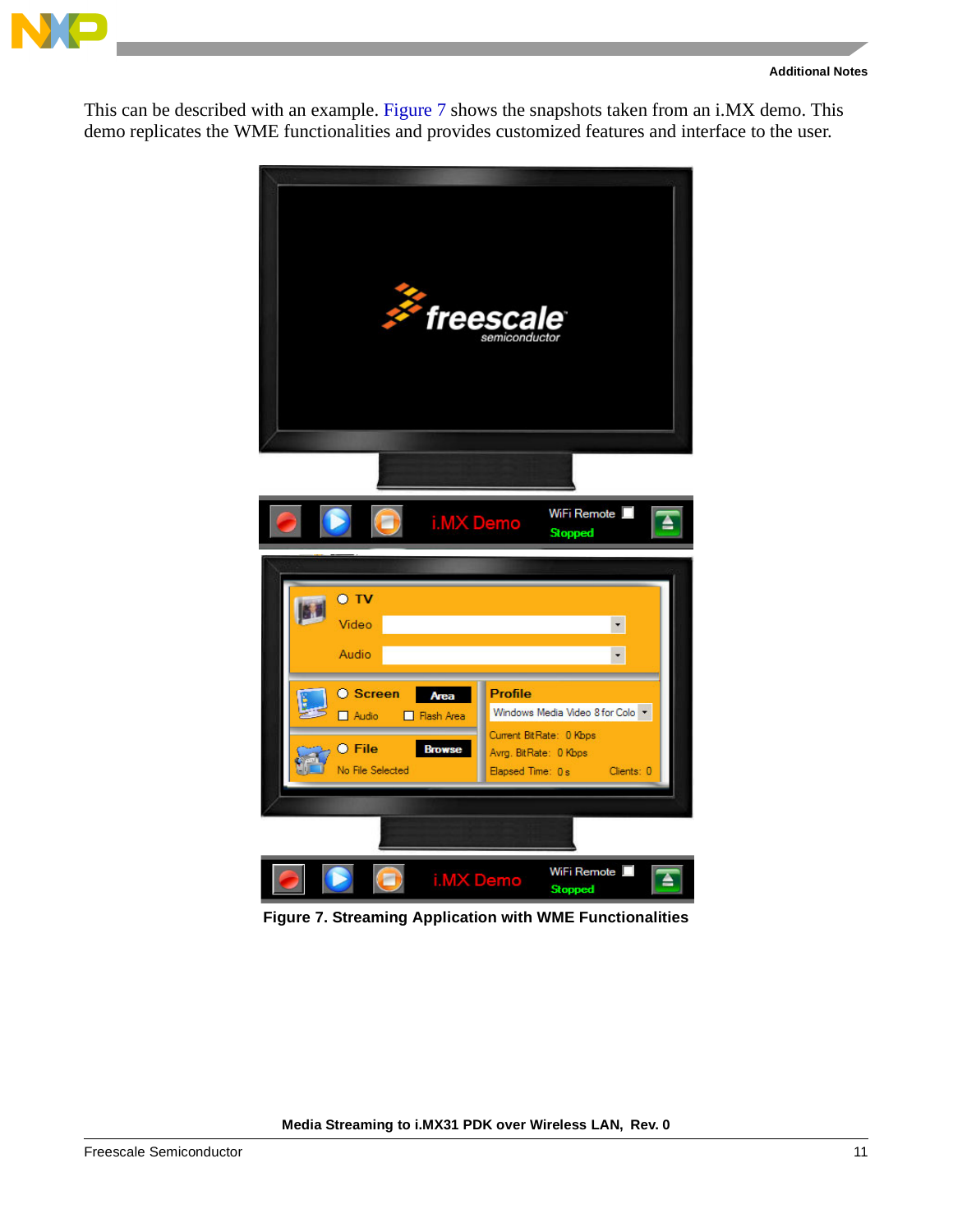This can be described with an example. Figure 7 shows the snapshots taken from an i.MX demo. This demo replicates the WME functionalities and provides customized features and interface to the user.

**Figure 7. Streaming Application with WME Functionalities**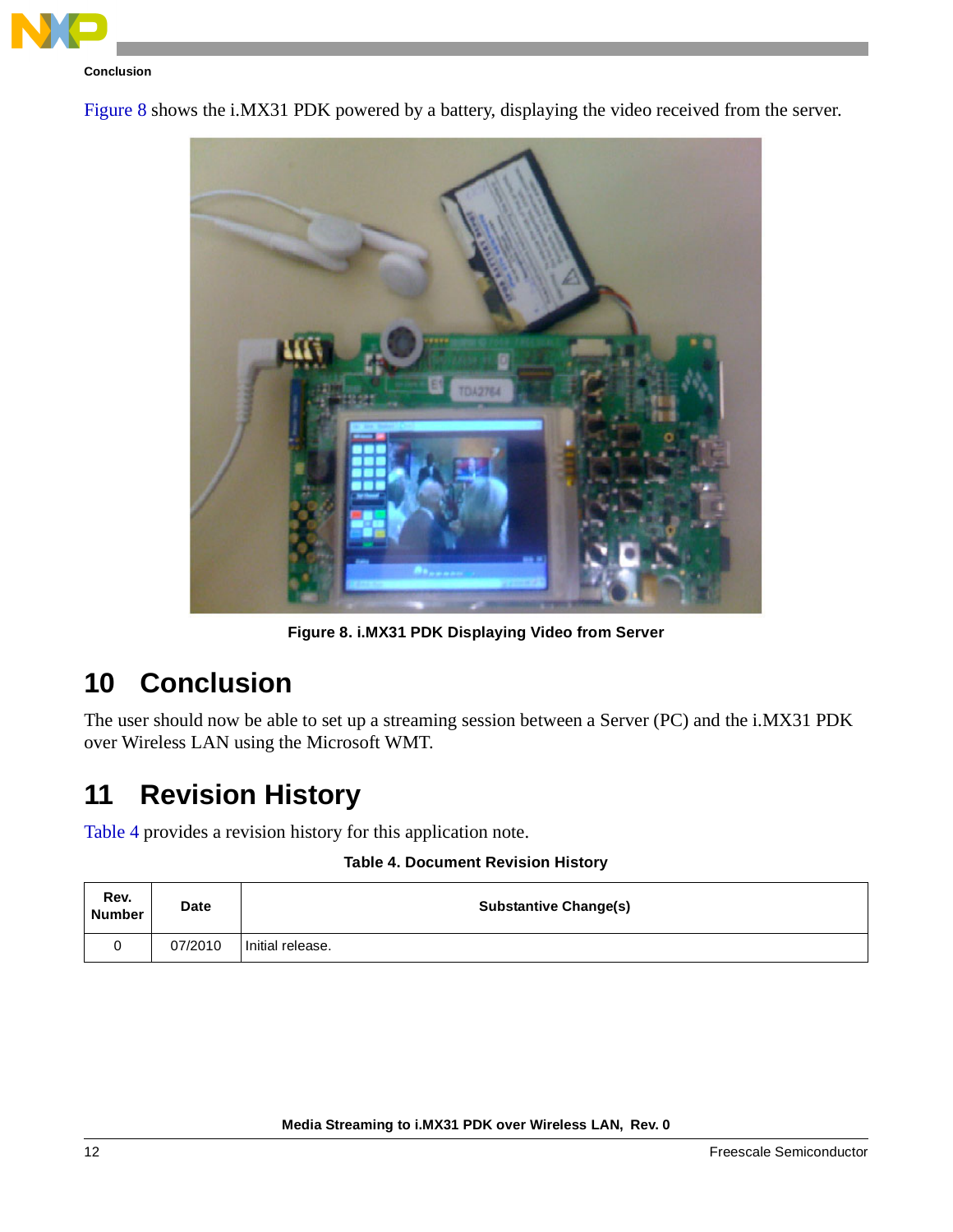Figure 8 shows the i.MX31 PDK powered by a battery, displaying the video received from the server.

Figure 8. i.MX31 PDK Displaying Video from Server

# 10 Conclusion

The user should now be able to set up a streaming session between a Server (PC) and the i.MX31 PDK over Wireless LAN using the Microsoft WMT.

# 11 Revision History

Table 4 provides a revision history for this application note.

Table 4. Document Revision History

| Rev. Number | Date | Substantive Change(s) |
|---|---|---|
| 0 | 07/2010 | Initial release. |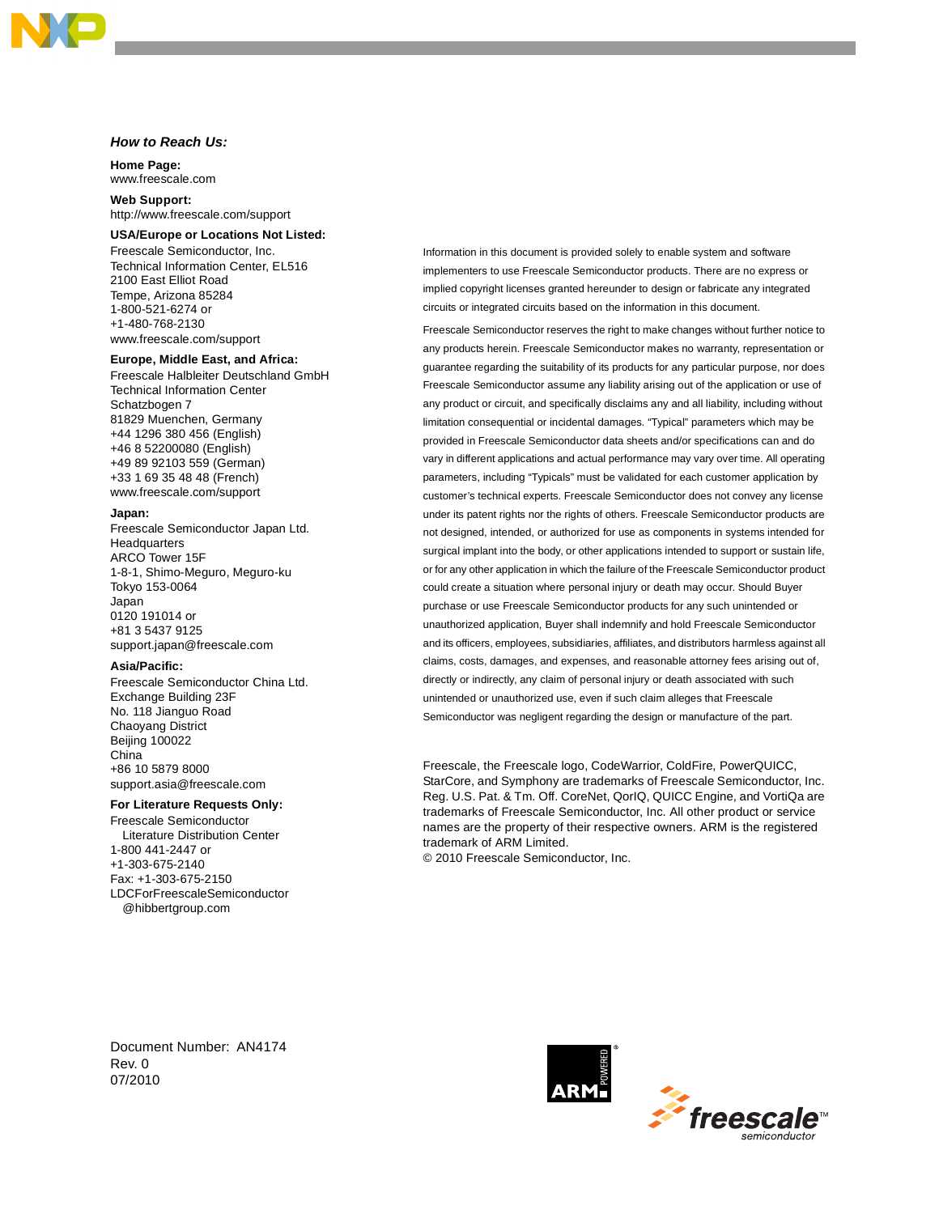*How to Reach Us:*

**Home Page:**
www.freescale.com

**Web Support:**
http://www.freescale.com/support

**USA/Europe or Locations Not Listed:**
Freescale Semiconductor, Inc.
Technical Information Center, EL516
2100 East Elliot Road
Tempe, Arizona 85284
1-800-521-6274 or
+1-480-768-2130
www.freescale.com/support

**Europe, Middle East, and Africa:**
Freescale Halbleiter Deutschland GmbH
Technical Information Center
Schatzbogen 7
81829 Muenchen, Germany
+44 1296 380 456 (English)
+46 8 52200080 (English)
+49 89 92103 559 (German)
+33 1 69 35 48 48 (French)
www.freescale.com/support

**Japan:**
Freescale Semiconductor Japan Ltd.
Headquarters
ARCO Tower 15F
1-8-1, Shimo-Meguro, Meguro-ku
Tokyo 153-0064
Japan
0120 191014 or
+81 3 5437 9125
support.japan@freescale.com

**Asia/Pacific:**
Freescale Semiconductor China Ltd.
Exchange Building 23F
No. 118 Jianguo Road
Chaoyang District
Beijing 100022
China
+86 10 5879 8000
support.asia@freescale.com

**For Literature Requests Only:**
Freescale Semiconductor
Literature Distribution Center
1-800 441-2447 or
+1-303-675-2140
Fax: +1-303-675-2150
LDCForFreescaleSemiconductor
@hibbertgroup.com

Information in this document is provided solely to enable system and software implementers to use Freescale Semiconductor products. There are no express or implied copyright licenses granted hereunder to design or fabricate any integrated circuits or integrated circuits based on the information in this document.

Freescale Semiconductor reserves the right to make changes without further notice to any products herein. Freescale Semiconductor makes no warranty, representation or guarantee regarding the suitability of its products for any particular purpose, nor does Freescale Semiconductor assume any liability arising out of the application or use of any product or circuit, and specifically disclaims any and all liability, including without limitation consequential or incidental damages. "Typical" parameters which may be provided in Freescale Semiconductor data sheets and/or specifications can and do vary in different applications and actual performance may vary over time. All operating parameters, including "Typicals" must be validated for each customer application by customer's technical experts. Freescale Semiconductor does not convey any license under its patent rights nor the rights of others. Freescale Semiconductor products are not designed, intended, or authorized for use as components in systems intended for surgical implant into the body, or other applications intended to support or sustain life, or for any other application in which the failure of the Freescale Semiconductor product could create a situation where personal injury or death may occur. Should Buyer purchase or use Freescale Semiconductor products for any such unintended or unauthorized application, Buyer shall indemnify and hold Freescale Semiconductor and its officers, employees, subsidiaries, affiliates, and distributors harmless against all claims, costs, damages, and expenses, and reasonable attorney fees arising out of, directly or indirectly, any claim of personal injury or death associated with such unintended or unauthorized use, even if such claim alleges that Freescale Semiconductor was negligent regarding the design or manufacture of the part.

Freescale, the Freescale logo, CodeWarrior, ColdFire, PowerQUICC, StarCore, and Symphony are trademarks of Freescale Semiconductor, Inc. Reg. U.S. Pat. & Tm. Off. CoreNet, QorIQ, QUICC Engine, and VortiQa are trademarks of Freescale Semiconductor, Inc. All other product or service names are the property of their respective owners. ARM is the registered trademark of ARM Limited.
© 2010 Freescale Semiconductor, Inc.

Document Number: AN4174
Rev. 0
07/2010